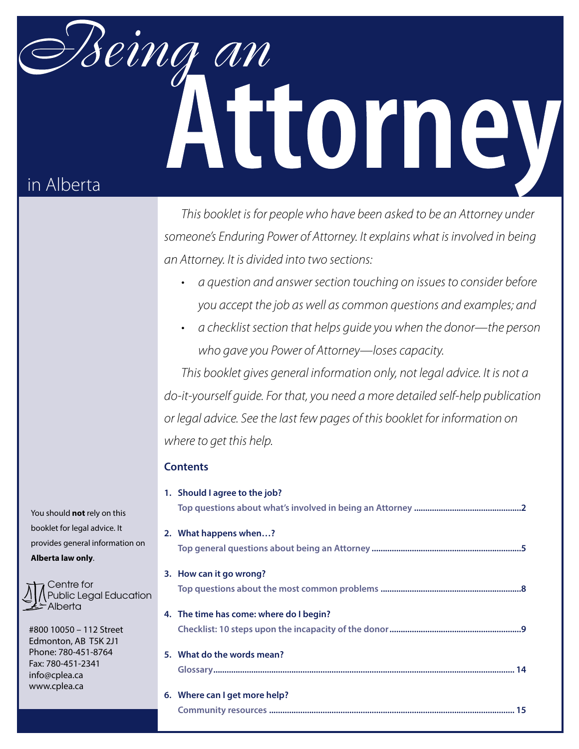# *Being an* Attorney in Alberta

*This booklet is for people who have been asked to be an Attorney under someone's Enduring Power of Attorney. It explains what is involved in being an Attorney. It is divided into two sections:*

- *a question and answer section touching on issues to consider before you accept the job as well as common questions and examples; and*
- *a checklist section that helps guide you when the donor—the person who gave you Power of Attorney—loses capacity.*

*This booklet gives general information only, not legal advice. It is not a do-it-yourself guide. For that, you need a more detailed self-help publication or legal advice. See the last few pages of this booklet for information on where to get this help.*

## Contents

1. **Should I agree to the job?**
   **Top questions about what's involved in being an Attorney ............ 2**
2. **What happens when…?**
   **Top general questions about being an Attorney ............ 5**
3. **How can it go wrong?**
   **Top questions about the most common problems ............ 8**
4. **The time has come: where do I begin?**
   **Checklist: 10 steps upon the incapacity of the donor ............ 9**
5. **What do the words mean?**
   **Glossary ............ 14**
6. **Where can I get more help?**
   **Community resources ............ 15**

You should **not** rely on this booklet for legal advice. It provides general information on **Alberta law only**.

Centre for Public Legal Education Alberta

#800 10050 – 112 Street
Edmonton, AB T5K 2J1
Phone: 780-451-8764
Fax: 780-451-2341
info@cplea.ca
www.cplea.ca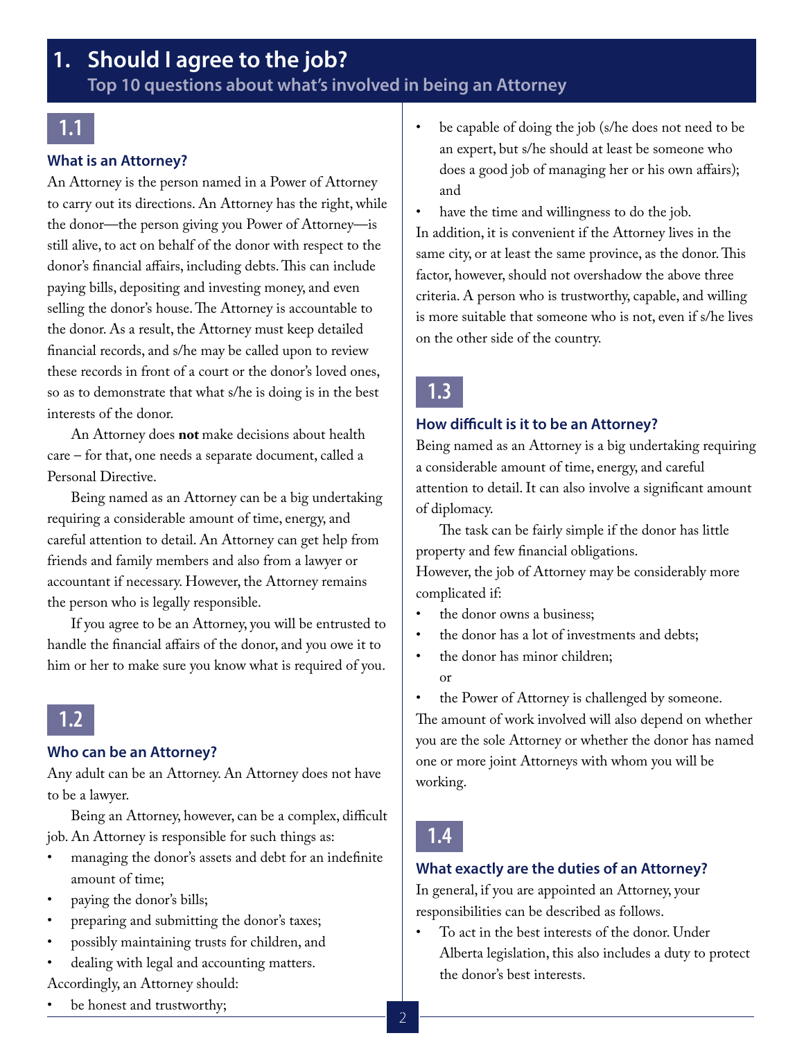# 1. Should I agree to the job?

## Top 10 questions about what's involved in being an Attorney

### 1.1

**What is an Attorney?**

An Attorney is the person named in a Power of Attorney to carry out its directions. An Attorney has the right, while the donor—the person giving you Power of Attorney—is still alive, to act on behalf of the donor with respect to the donor's financial affairs, including debts. This can include paying bills, depositing and investing money, and even selling the donor's house. The Attorney is accountable to the donor. As a result, the Attorney must keep detailed financial records, and s/he may be called upon to review these records in front of a court or the donor's loved ones, so as to demonstrate that what s/he is doing is in the best interests of the donor.

An Attorney does **not** make decisions about health care – for that, one needs a separate document, called a Personal Directive.

Being named as an Attorney can be a big undertaking requiring a considerable amount of time, energy, and careful attention to detail. An Attorney can get help from friends and family members and also from a lawyer or accountant if necessary. However, the Attorney remains the person who is legally responsible.

If you agree to be an Attorney, you will be entrusted to handle the financial affairs of the donor, and you owe it to him or her to make sure you know what is required of you.

### 1.2

**Who can be an Attorney?**

Any adult can be an Attorney. An Attorney does not have to be a lawyer.

Being an Attorney, however, can be a complex, difficult job. An Attorney is responsible for such things as:

- managing the donor's assets and debt for an indefinite amount of time;
- paying the donor's bills;
- preparing and submitting the donor's taxes;
- possibly maintaining trusts for children, and
- dealing with legal and accounting matters.

Accordingly, an Attorney should:

- be honest and trustworthy;
- be capable of doing the job (s/he does not need to be an expert, but s/he should at least be someone who does a good job of managing her or his own affairs); and
- have the time and willingness to do the job.

In addition, it is convenient if the Attorney lives in the same city, or at least the same province, as the donor. This factor, however, should not overshadow the above three criteria. A person who is trustworthy, capable, and willing is more suitable that someone who is not, even if s/he lives on the other side of the country.

### 1.3

**How difficult is it to be an Attorney?**

Being named as an Attorney is a big undertaking requiring a considerable amount of time, energy, and careful attention to detail. It can also involve a significant amount of diplomacy.

The task can be fairly simple if the donor has little property and few financial obligations.

However, the job of Attorney may be considerably more complicated if:

- the donor owns a business;
- the donor has a lot of investments and debts;
- the donor has minor children; or
- the Power of Attorney is challenged by someone.

The amount of work involved will also depend on whether you are the sole Attorney or whether the donor has named one or more joint Attorneys with whom you will be working.

### 1.4

**What exactly are the duties of an Attorney?**

In general, if you are appointed an Attorney, your responsibilities can be described as follows.

- To act in the best interests of the donor. Under Alberta legislation, this also includes a duty to protect the donor's best interests.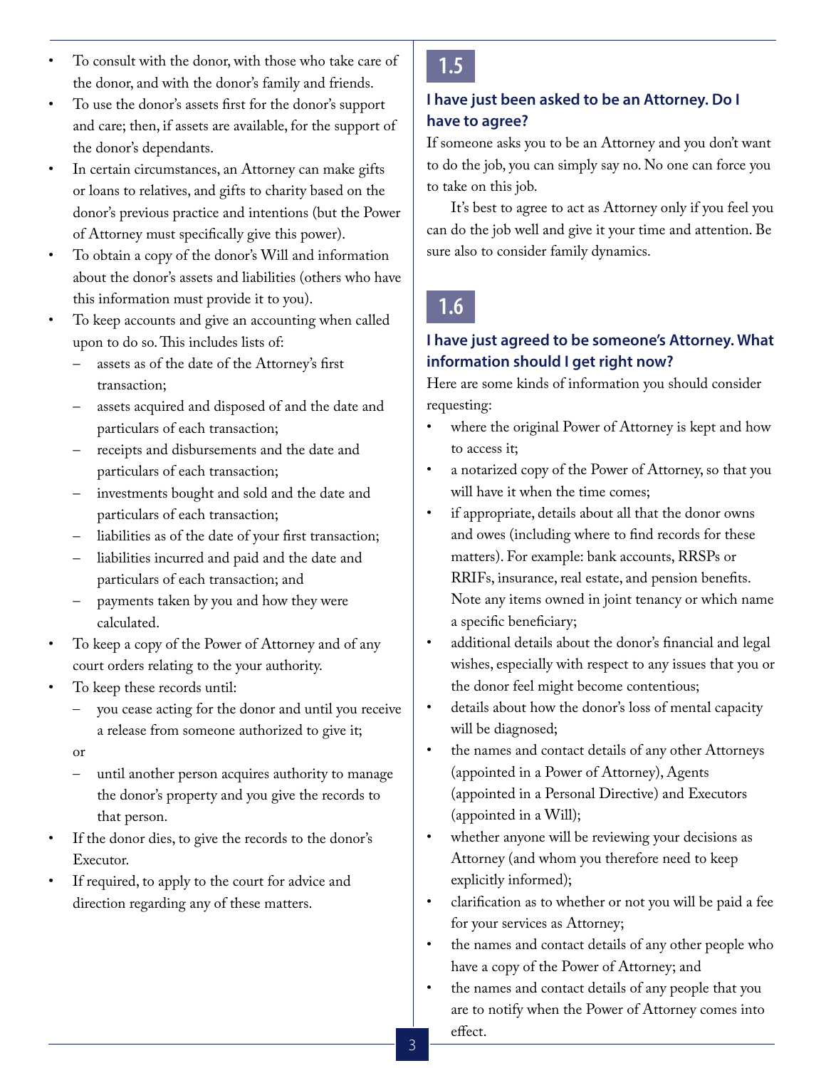- To consult with the donor, with those who take care of the donor, and with the donor's family and friends.
- To use the donor's assets first for the donor's support and care; then, if assets are available, for the support of the donor's dependants.
- In certain circumstances, an Attorney can make gifts or loans to relatives, and gifts to charity based on the donor's previous practice and intentions (but the Power of Attorney must specifically give this power).
- To obtain a copy of the donor's Will and information about the donor's assets and liabilities (others who have this information must provide it to you).
- To keep accounts and give an accounting when called upon to do so. This includes lists of:
  - assets as of the date of the Attorney's first transaction;
  - assets acquired and disposed of and the date and particulars of each transaction;
  - receipts and disbursements and the date and particulars of each transaction;
  - investments bought and sold and the date and particulars of each transaction;
  - liabilities as of the date of your first transaction;
  - liabilities incurred and paid and the date and particulars of each transaction; and
  - payments taken by you and how they were calculated.
- To keep a copy of the Power of Attorney and of any court orders relating to the your authority.
- To keep these records until:
  - you cease acting for the donor and until you receive a release from someone authorized to give it;

  or

  - until another person acquires authority to manage the donor's property and you give the records to that person.
- If the donor dies, to give the records to the donor's Executor.
- If required, to apply to the court for advice and direction regarding any of these matters.

## 1.5

### I have just been asked to be an Attorney. Do I have to agree?

If someone asks you to be an Attorney and you don't want to do the job, you can simply say no. No one can force you to take on this job.

It's best to agree to act as Attorney only if you feel you can do the job well and give it your time and attention. Be sure also to consider family dynamics.

## 1.6

### I have just agreed to be someone's Attorney. What information should I get right now?

Here are some kinds of information you should consider requesting:

- where the original Power of Attorney is kept and how to access it;
- a notarized copy of the Power of Attorney, so that you will have it when the time comes;
- if appropriate, details about all that the donor owns and owes (including where to find records for these matters). For example: bank accounts, RRSPs or RRIFs, insurance, real estate, and pension benefits. Note any items owned in joint tenancy or which name a specific beneficiary;
- additional details about the donor's financial and legal wishes, especially with respect to any issues that you or the donor feel might become contentious;
- details about how the donor's loss of mental capacity will be diagnosed;
- the names and contact details of any other Attorneys (appointed in a Power of Attorney), Agents (appointed in a Personal Directive) and Executors (appointed in a Will);
- whether anyone will be reviewing your decisions as Attorney (and whom you therefore need to keep explicitly informed);
- clarification as to whether or not you will be paid a fee for your services as Attorney;
- the names and contact details of any other people who have a copy of the Power of Attorney; and
- the names and contact details of any people that you are to notify when the Power of Attorney comes into effect.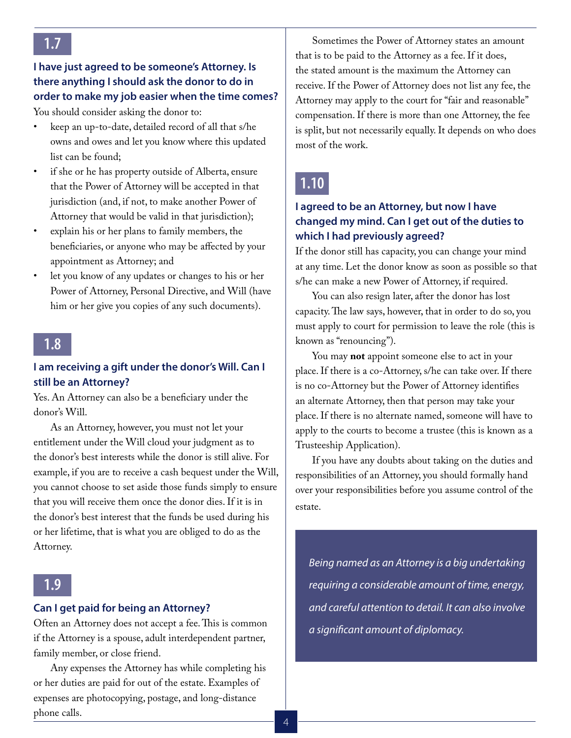## 1.7

### I have just agreed to be someone's Attorney. Is there anything I should ask the donor to do in order to make my job easier when the time comes?

You should consider asking the donor to:

- keep an up-to-date, detailed record of all that s/he owns and owes and let you know where this updated list can be found;
- if she or he has property outside of Alberta, ensure that the Power of Attorney will be accepted in that jurisdiction (and, if not, to make another Power of Attorney that would be valid in that jurisdiction);
- explain his or her plans to family members, the beneficiaries, or anyone who may be affected by your appointment as Attorney; and
- let you know of any updates or changes to his or her Power of Attorney, Personal Directive, and Will (have him or her give you copies of any such documents).

## 1.8

### I am receiving a gift under the donor's Will. Can I still be an Attorney?

Yes. An Attorney can also be a beneficiary under the donor's Will.

As an Attorney, however, you must not let your entitlement under the Will cloud your judgment as to the donor's best interests while the donor is still alive. For example, if you are to receive a cash bequest under the Will, you cannot choose to set aside those funds simply to ensure that you will receive them once the donor dies. If it is in the donor's best interest that the funds be used during his or her lifetime, that is what you are obliged to do as the Attorney.

## 1.9

### Can I get paid for being an Attorney?

Often an Attorney does not accept a fee. This is common if the Attorney is a spouse, adult interdependent partner, family member, or close friend.

Any expenses the Attorney has while completing his or her duties are paid for out of the estate. Examples of expenses are photocopying, postage, and long-distance phone calls.

Sometimes the Power of Attorney states an amount that is to be paid to the Attorney as a fee. If it does, the stated amount is the maximum the Attorney can receive. If the Power of Attorney does not list any fee, the Attorney may apply to the court for "fair and reasonable" compensation. If there is more than one Attorney, the fee is split, but not necessarily equally. It depends on who does most of the work.

## 1.10

### I agreed to be an Attorney, but now I have changed my mind. Can I get out of the duties to which I had previously agreed?

If the donor still has capacity, you can change your mind at any time. Let the donor know as soon as possible so that s/he can make a new Power of Attorney, if required.

You can also resign later, after the donor has lost capacity. The law says, however, that in order to do so, you must apply to court for permission to leave the role (this is known as "renouncing").

You may **not** appoint someone else to act in your place. If there is a co-Attorney, s/he can take over. If there is no co-Attorney but the Power of Attorney identifies an alternate Attorney, then that person may take your place. If there is no alternate named, someone will have to apply to the courts to become a trustee (this is known as a Trusteeship Application).

If you have any doubts about taking on the duties and responsibilities of an Attorney, you should formally hand over your responsibilities before you assume control of the estate.

*Being named as an Attorney is a big undertaking requiring a considerable amount of time, energy, and careful attention to detail. It can also involve a significant amount of diplomacy.*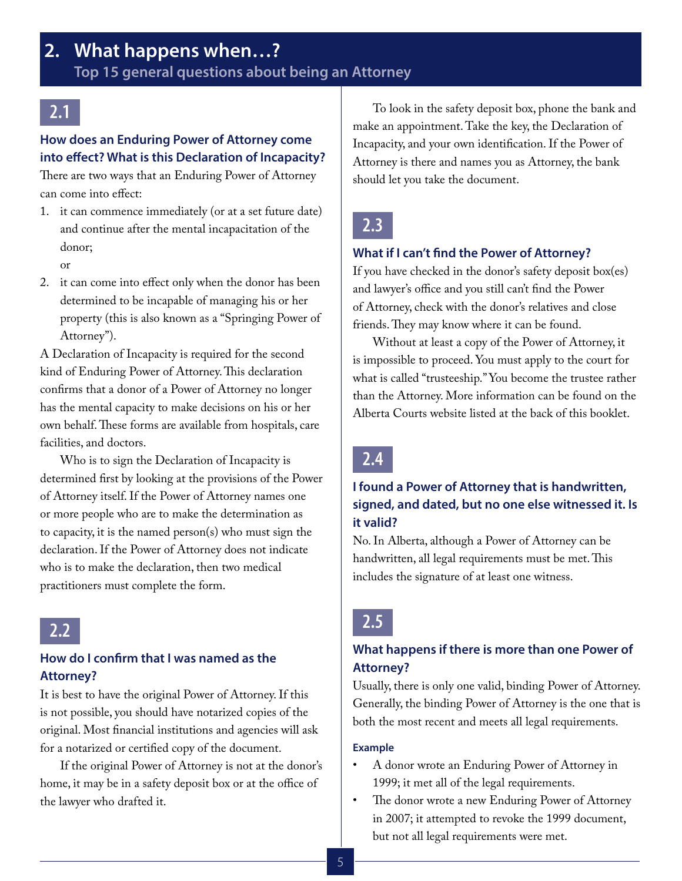## 2. What happens when…?

### Top 15 general questions about being an Attorney

### 2.1

**How does an Enduring Power of Attorney come into effect? What is this Declaration of Incapacity?**

There are two ways that an Enduring Power of Attorney can come into effect:

1. it can commence immediately (or at a set future date) and continue after the mental incapacitation of the donor;

   or
2. it can come into effect only when the donor has been determined to be incapable of managing his or her property (this is also known as a "Springing Power of Attorney").

A Declaration of Incapacity is required for the second kind of Enduring Power of Attorney. This declaration confirms that a donor of a Power of Attorney no longer has the mental capacity to make decisions on his or her own behalf. These forms are available from hospitals, care facilities, and doctors.

Who is to sign the Declaration of Incapacity is determined first by looking at the provisions of the Power of Attorney itself. If the Power of Attorney names one or more people who are to make the determination as to capacity, it is the named person(s) who must sign the declaration. If the Power of Attorney does not indicate who is to make the declaration, then two medical practitioners must complete the form.

### 2.2

**How do I confirm that I was named as the Attorney?**

It is best to have the original Power of Attorney. If this is not possible, you should have notarized copies of the original. Most financial institutions and agencies will ask for a notarized or certified copy of the document.

If the original Power of Attorney is not at the donor's home, it may be in a safety deposit box or at the office of the lawyer who drafted it.

To look in the safety deposit box, phone the bank and make an appointment. Take the key, the Declaration of Incapacity, and your own identification. If the Power of Attorney is there and names you as Attorney, the bank should let you take the document.

### 2.3

**What if I can't find the Power of Attorney?**

If you have checked in the donor's safety deposit box(es) and lawyer's office and you still can't find the Power of Attorney, check with the donor's relatives and close friends. They may know where it can be found.

Without at least a copy of the Power of Attorney, it is impossible to proceed. You must apply to the court for what is called "trusteeship." You become the trustee rather than the Attorney. More information can be found on the Alberta Courts website listed at the back of this booklet.

### 2.4

**I found a Power of Attorney that is handwritten, signed, and dated, but no one else witnessed it. Is it valid?**

No. In Alberta, although a Power of Attorney can be handwritten, all legal requirements must be met. This includes the signature of at least one witness.

### 2.5

**What happens if there is more than one Power of Attorney?**

Usually, there is only one valid, binding Power of Attorney. Generally, the binding Power of Attorney is the one that is both the most recent and meets all legal requirements.

**Example**

- A donor wrote an Enduring Power of Attorney in 1999; it met all of the legal requirements.
- The donor wrote a new Enduring Power of Attorney in 2007; it attempted to revoke the 1999 document, but not all legal requirements were met.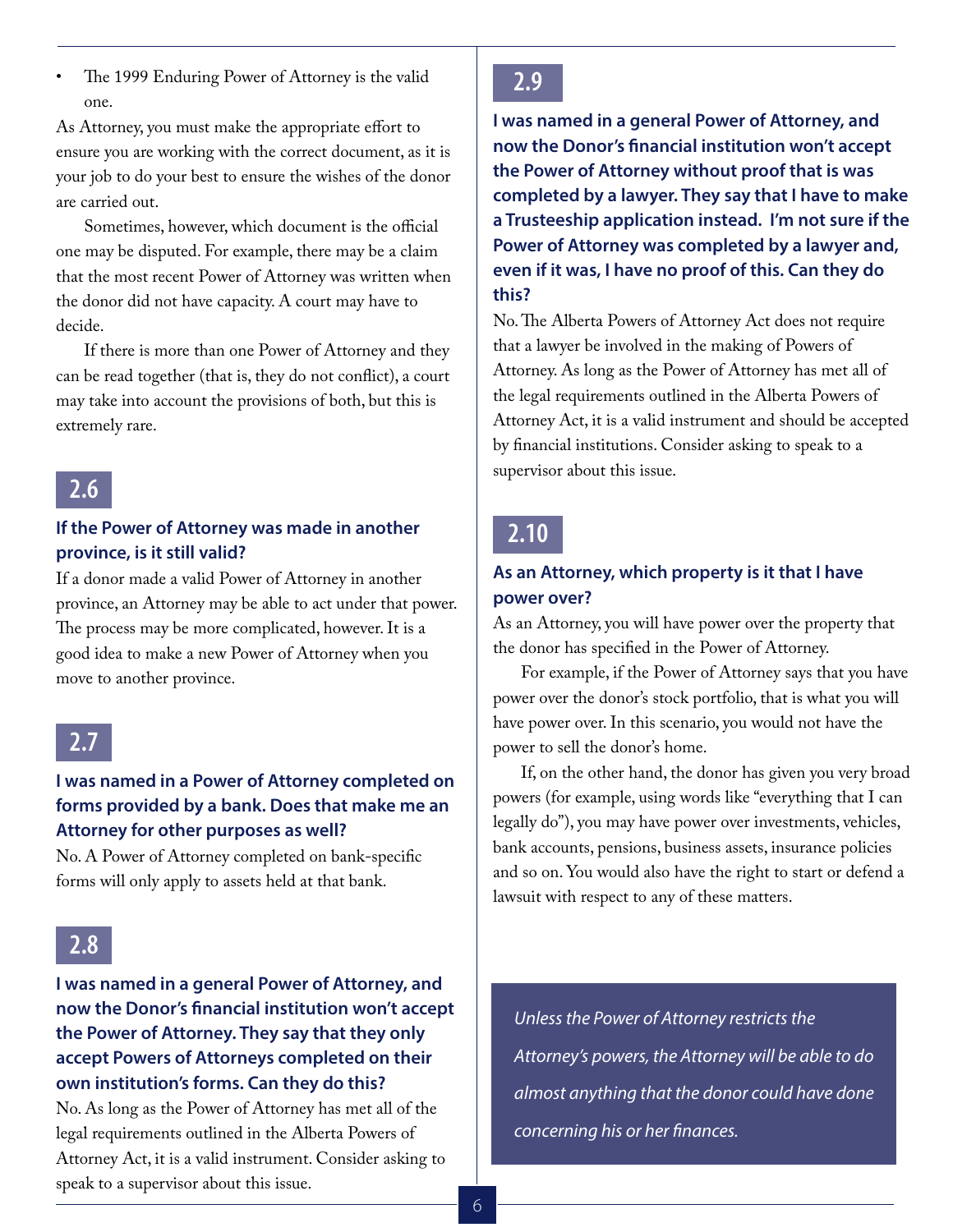- The 1999 Enduring Power of Attorney is the valid one.

As Attorney, you must make the appropriate effort to ensure you are working with the correct document, as it is your job to do your best to ensure the wishes of the donor are carried out.

Sometimes, however, which document is the official one may be disputed. For example, there may be a claim that the most recent Power of Attorney was written when the donor did not have capacity. A court may have to decide.

If there is more than one Power of Attorney and they can be read together (that is, they do not conflict), a court may take into account the provisions of both, but this is extremely rare.

## 2.6

### If the Power of Attorney was made in another province, is it still valid?

If a donor made a valid Power of Attorney in another province, an Attorney may be able to act under that power. The process may be more complicated, however. It is a good idea to make a new Power of Attorney when you move to another province.

## 2.7

### I was named in a Power of Attorney completed on forms provided by a bank. Does that make me an Attorney for other purposes as well?

No. A Power of Attorney completed on bank-specific forms will only apply to assets held at that bank.

## 2.8

### I was named in a general Power of Attorney, and now the Donor's financial institution won't accept the Power of Attorney. They say that they only accept Powers of Attorneys completed on their own institution's forms. Can they do this?

No. As long as the Power of Attorney has met all of the legal requirements outlined in the Alberta Powers of Attorney Act, it is a valid instrument. Consider asking to speak to a supervisor about this issue.

## 2.9

### I was named in a general Power of Attorney, and now the Donor's financial institution won't accept the Power of Attorney without proof that is was completed by a lawyer. They say that I have to make a Trusteeship application instead. I'm not sure if the Power of Attorney was completed by a lawyer and, even if it was, I have no proof of this. Can they do this?

No. The Alberta Powers of Attorney Act does not require that a lawyer be involved in the making of Powers of Attorney. As long as the Power of Attorney has met all of the legal requirements outlined in the Alberta Powers of Attorney Act, it is a valid instrument and should be accepted by financial institutions. Consider asking to speak to a supervisor about this issue.

## 2.10

### As an Attorney, which property is it that I have power over?

As an Attorney, you will have power over the property that the donor has specified in the Power of Attorney.

For example, if the Power of Attorney says that you have power over the donor's stock portfolio, that is what you will have power over. In this scenario, you would not have the power to sell the donor's home.

If, on the other hand, the donor has given you very broad powers (for example, using words like "everything that I can legally do"), you may have power over investments, vehicles, bank accounts, pensions, business assets, insurance policies and so on. You would also have the right to start or defend a lawsuit with respect to any of these matters.

*Unless the Power of Attorney restricts the Attorney's powers, the Attorney will be able to do almost anything that the donor could have done concerning his or her finances.*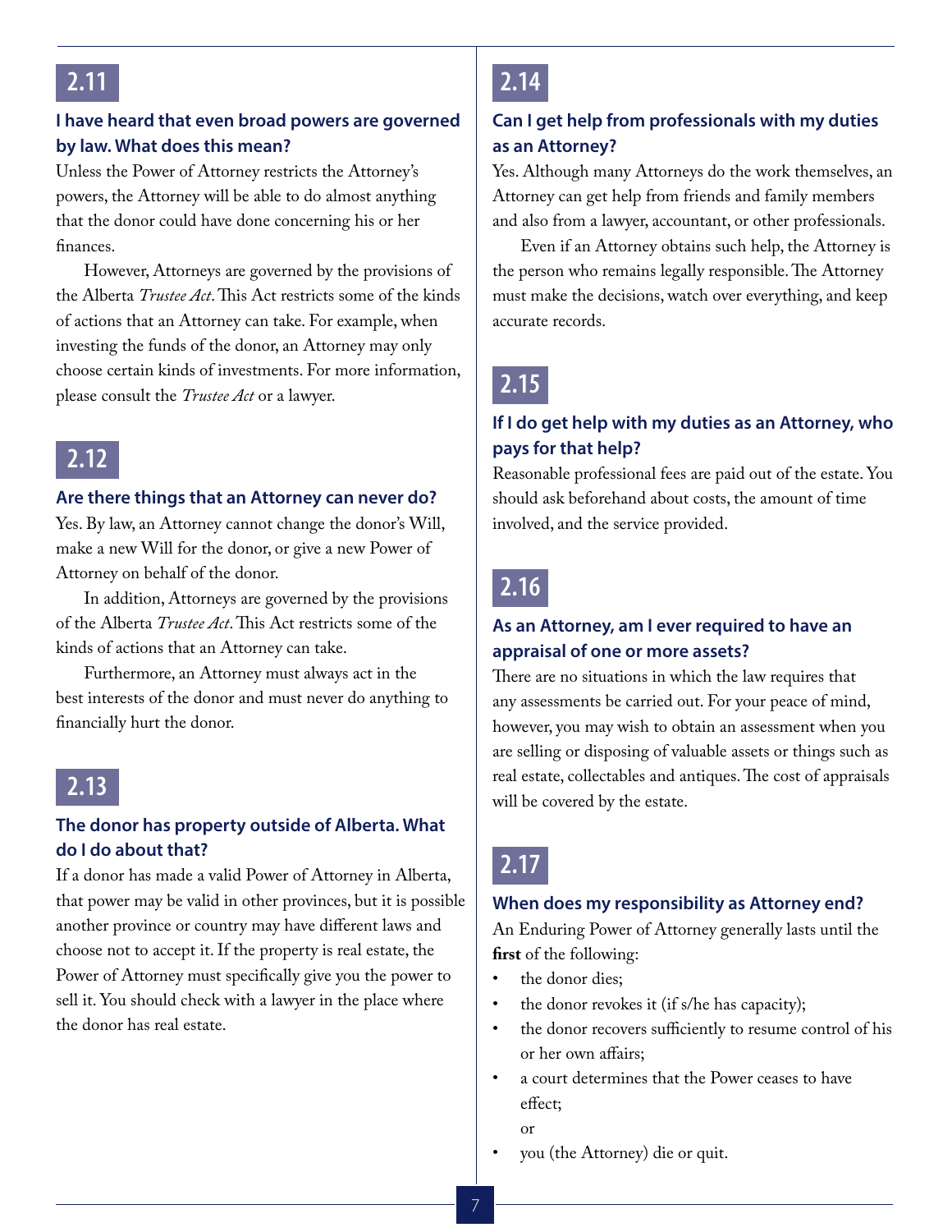## 2.11

### I have heard that even broad powers are governed by law. What does this mean?

Unless the Power of Attorney restricts the Attorney's powers, the Attorney will be able to do almost anything that the donor could have done concerning his or her finances.

However, Attorneys are governed by the provisions of the Alberta *Trustee Act*. This Act restricts some of the kinds of actions that an Attorney can take. For example, when investing the funds of the donor, an Attorney may only choose certain kinds of investments. For more information, please consult the *Trustee Act* or a lawyer.

## 2.12

### Are there things that an Attorney can never do?

Yes. By law, an Attorney cannot change the donor's Will, make a new Will for the donor, or give a new Power of Attorney on behalf of the donor.

In addition, Attorneys are governed by the provisions of the Alberta *Trustee Act*. This Act restricts some of the kinds of actions that an Attorney can take.

Furthermore, an Attorney must always act in the best interests of the donor and must never do anything to financially hurt the donor.

## 2.13

### The donor has property outside of Alberta. What do I do about that?

If a donor has made a valid Power of Attorney in Alberta, that power may be valid in other provinces, but it is possible another province or country may have different laws and choose not to accept it. If the property is real estate, the Power of Attorney must specifically give you the power to sell it. You should check with a lawyer in the place where the donor has real estate.

## 2.14

### Can I get help from professionals with my duties as an Attorney?

Yes. Although many Attorneys do the work themselves, an Attorney can get help from friends and family members and also from a lawyer, accountant, or other professionals.

Even if an Attorney obtains such help, the Attorney is the person who remains legally responsible. The Attorney must make the decisions, watch over everything, and keep accurate records.

## 2.15

### If I do get help with my duties as an Attorney, who pays for that help?

Reasonable professional fees are paid out of the estate. You should ask beforehand about costs, the amount of time involved, and the service provided.

## 2.16

### As an Attorney, am I ever required to have an appraisal of one or more assets?

There are no situations in which the law requires that any assessments be carried out. For your peace of mind, however, you may wish to obtain an assessment when you are selling or disposing of valuable assets or things such as real estate, collectables and antiques. The cost of appraisals will be covered by the estate.

## 2.17

### When does my responsibility as Attorney end?

An Enduring Power of Attorney generally lasts until the **first** of the following:

- the donor dies;
- the donor revokes it (if s/he has capacity);
- the donor recovers sufficiently to resume control of his or her own affairs;
- a court determines that the Power ceases to have effect;
  
  or
- you (the Attorney) die or quit.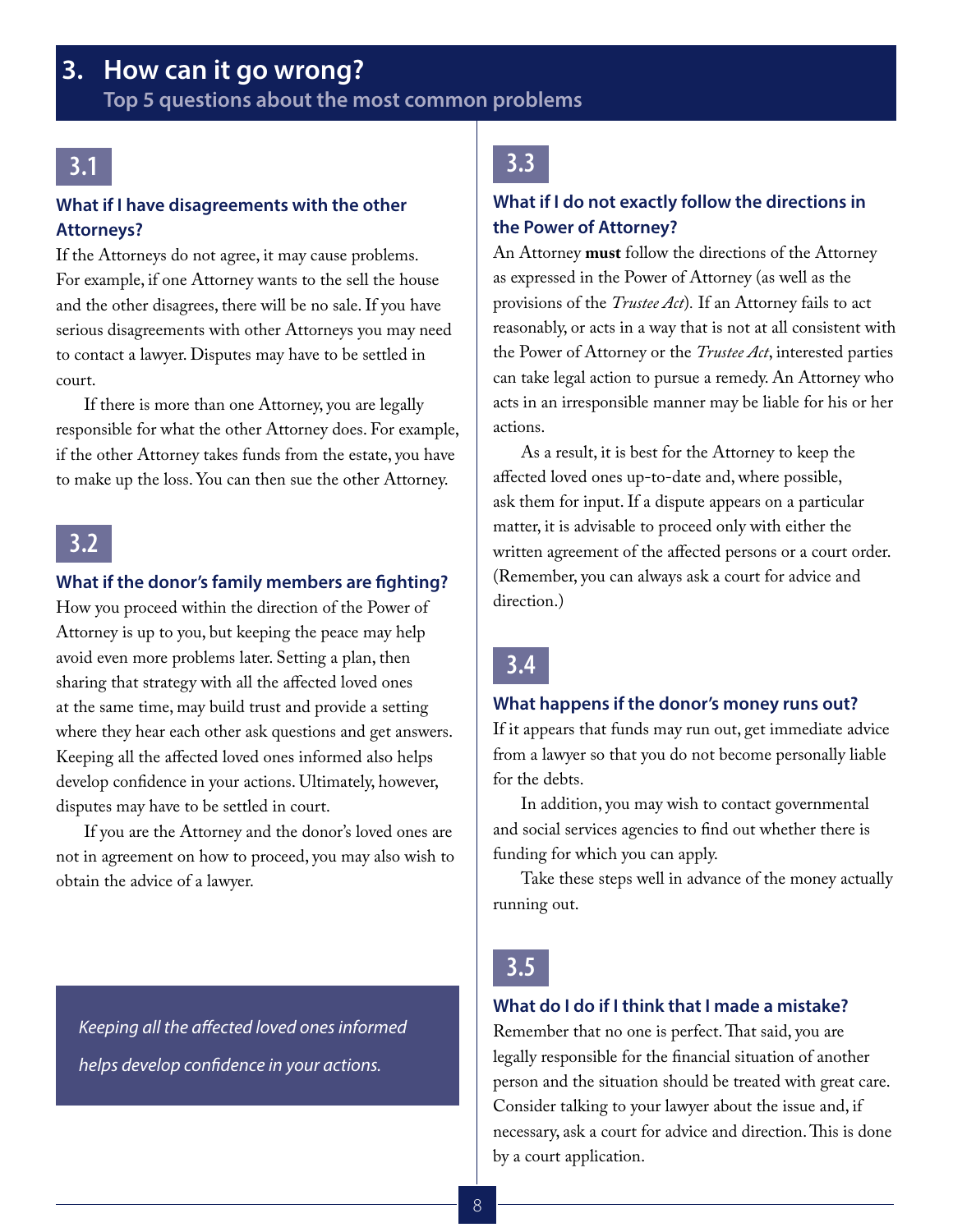# 3. How can it go wrong?

## Top 5 questions about the most common problems

### 3.1

**What if I have disagreements with the other Attorneys?**

If the Attorneys do not agree, it may cause problems. For example, if one Attorney wants to the sell the house and the other disagrees, there will be no sale. If you have serious disagreements with other Attorneys you may need to contact a lawyer. Disputes may have to be settled in court.

If there is more than one Attorney, you are legally responsible for what the other Attorney does. For example, if the other Attorney takes funds from the estate, you have to make up the loss. You can then sue the other Attorney.

### 3.2

**What if the donor's family members are fighting?**

How you proceed within the direction of the Power of Attorney is up to you, but keeping the peace may help avoid even more problems later. Setting a plan, then sharing that strategy with all the affected loved ones at the same time, may build trust and provide a setting where they hear each other ask questions and get answers. Keeping all the affected loved ones informed also helps develop confidence in your actions. Ultimately, however, disputes may have to be settled in court.

If you are the Attorney and the donor's loved ones are not in agreement on how to proceed, you may also wish to obtain the advice of a lawyer.

> *Keeping all the affected loved ones informed helps develop confidence in your actions.*

### 3.3

**What if I do not exactly follow the directions in the Power of Attorney?**

An Attorney **must** follow the directions of the Attorney as expressed in the Power of Attorney (as well as the provisions of the *Trustee Act*). If an Attorney fails to act reasonably, or acts in a way that is not at all consistent with the Power of Attorney or the *Trustee Act*, interested parties can take legal action to pursue a remedy. An Attorney who acts in an irresponsible manner may be liable for his or her actions.

As a result, it is best for the Attorney to keep the affected loved ones up-to-date and, where possible, ask them for input. If a dispute appears on a particular matter, it is advisable to proceed only with either the written agreement of the affected persons or a court order. (Remember, you can always ask a court for advice and direction.)

### 3.4

**What happens if the donor's money runs out?**

If it appears that funds may run out, get immediate advice from a lawyer so that you do not become personally liable for the debts.

In addition, you may wish to contact governmental and social services agencies to find out whether there is funding for which you can apply.

Take these steps well in advance of the money actually running out.

### 3.5

**What do I do if I think that I made a mistake?**

Remember that no one is perfect. That said, you are legally responsible for the financial situation of another person and the situation should be treated with great care. Consider talking to your lawyer about the issue and, if necessary, ask a court for advice and direction. This is done by a court application.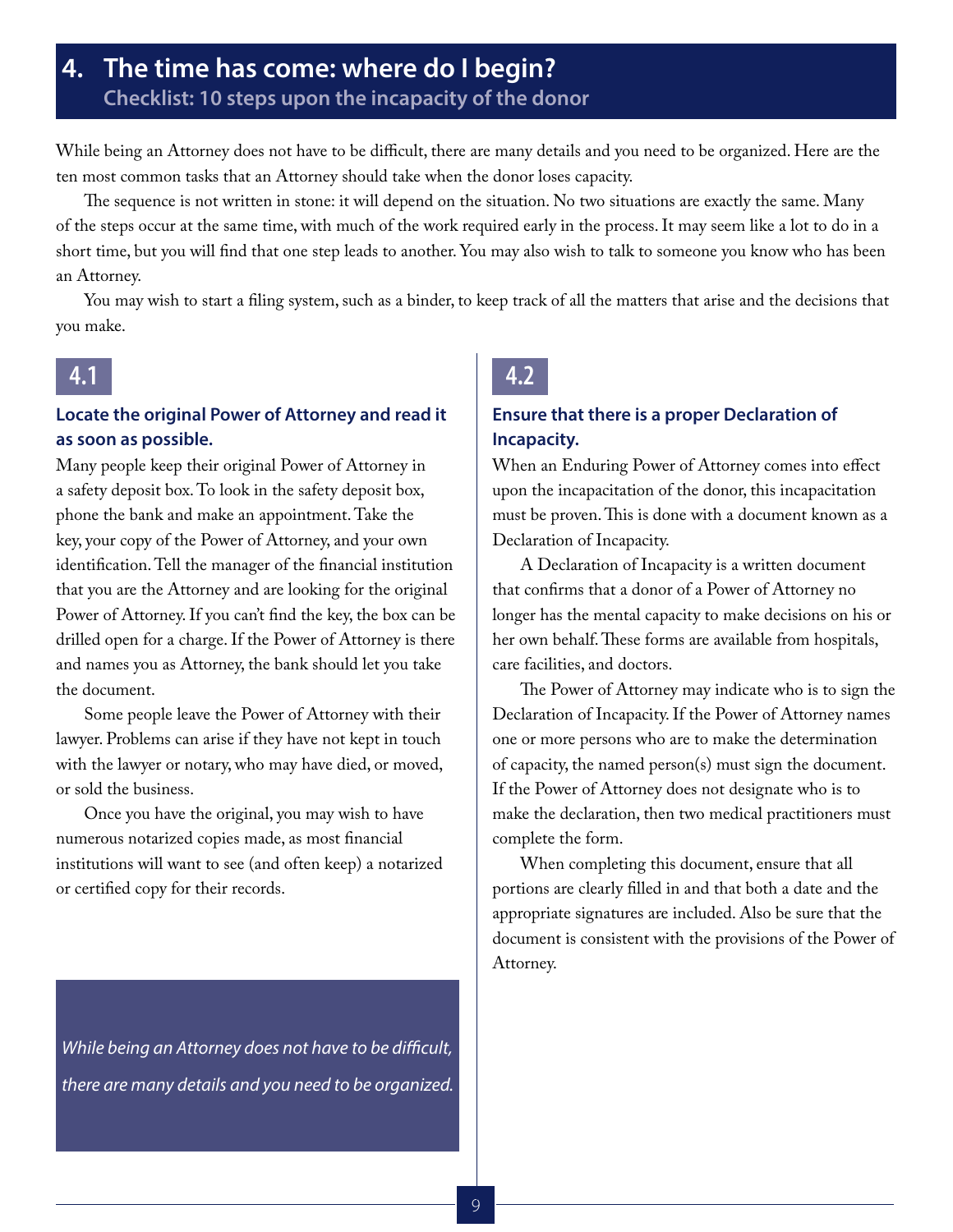# 4. The time has come: where do I begin?

## Checklist: 10 steps upon the incapacity of the donor

While being an Attorney does not have to be difficult, there are many details and you need to be organized. Here are the ten most common tasks that an Attorney should take when the donor loses capacity.

The sequence is not written in stone: it will depend on the situation. No two situations are exactly the same. Many of the steps occur at the same time, with much of the work required early in the process. It may seem like a lot to do in a short time, but you will find that one step leads to another. You may also wish to talk to someone you know who has been an Attorney.

You may wish to start a filing system, such as a binder, to keep track of all the matters that arise and the decisions that you make.

### 4.1

**Locate the original Power of Attorney and read it as soon as possible.**

Many people keep their original Power of Attorney in a safety deposit box. To look in the safety deposit box, phone the bank and make an appointment. Take the key, your copy of the Power of Attorney, and your own identification. Tell the manager of the financial institution that you are the Attorney and are looking for the original Power of Attorney. If you can't find the key, the box can be drilled open for a charge. If the Power of Attorney is there and names you as Attorney, the bank should let you take the document.

Some people leave the Power of Attorney with their lawyer. Problems can arise if they have not kept in touch with the lawyer or notary, who may have died, or moved, or sold the business.

Once you have the original, you may wish to have numerous notarized copies made, as most financial institutions will want to see (and often keep) a notarized or certified copy for their records.

*While being an Attorney does not have to be difficult, there are many details and you need to be organized.*

### 4.2

**Ensure that there is a proper Declaration of Incapacity.**

When an Enduring Power of Attorney comes into effect upon the incapacitation of the donor, this incapacitation must be proven. This is done with a document known as a Declaration of Incapacity.

A Declaration of Incapacity is a written document that confirms that a donor of a Power of Attorney no longer has the mental capacity to make decisions on his or her own behalf. These forms are available from hospitals, care facilities, and doctors.

The Power of Attorney may indicate who is to sign the Declaration of Incapacity. If the Power of Attorney names one or more persons who are to make the determination of capacity, the named person(s) must sign the document. If the Power of Attorney does not designate who is to make the declaration, then two medical practitioners must complete the form.

When completing this document, ensure that all portions are clearly filled in and that both a date and the appropriate signatures are included. Also be sure that the document is consistent with the provisions of the Power of Attorney.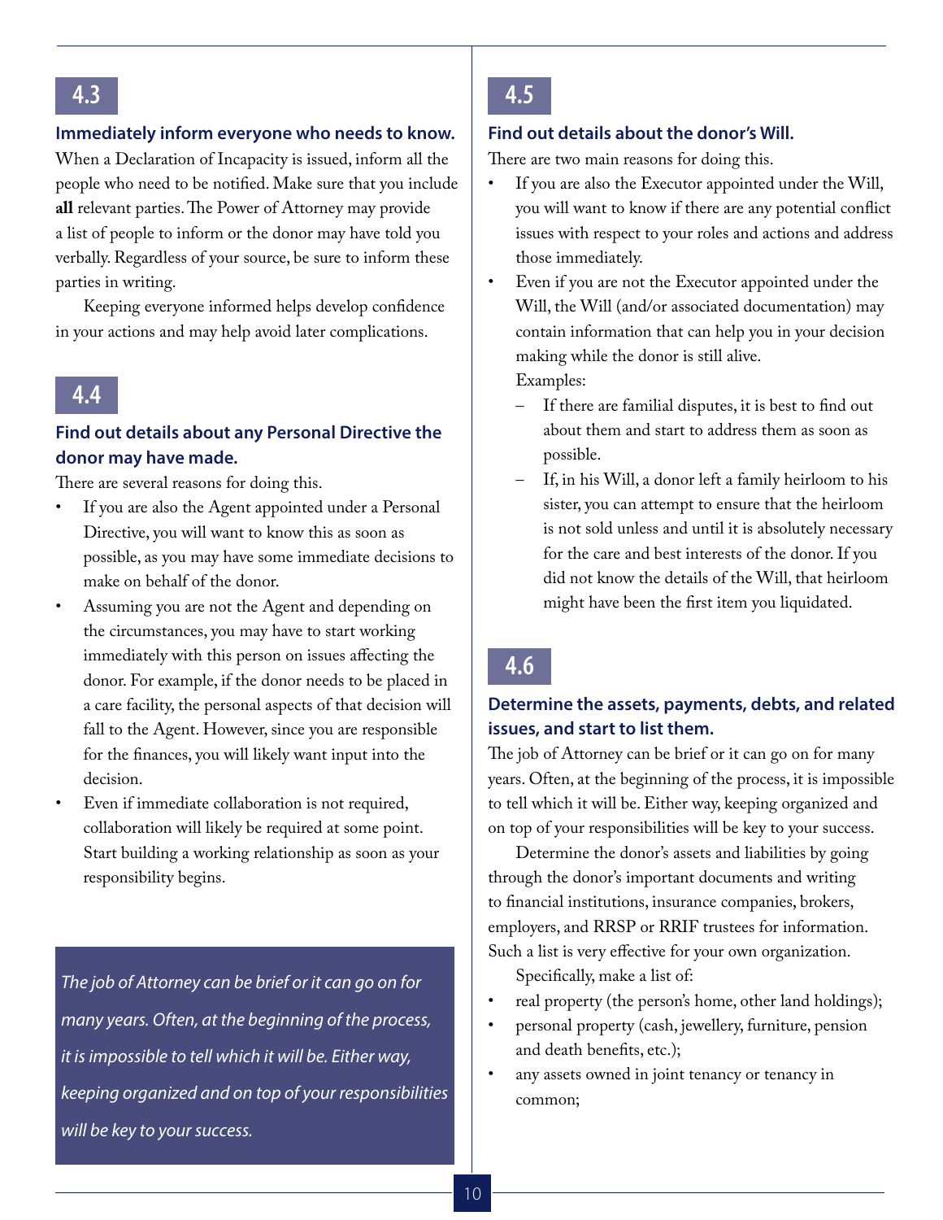## 4.3

**Immediately inform everyone who needs to know.**

When a Declaration of Incapacity is issued, inform all the people who need to be notified. Make sure that you include **all** relevant parties. The Power of Attorney may provide a list of people to inform or the donor may have told you verbally. Regardless of your source, be sure to inform these parties in writing.

Keeping everyone informed helps develop confidence in your actions and may help avoid later complications.

## 4.4

**Find out details about any Personal Directive the donor may have made.**

There are several reasons for doing this.

- If you are also the Agent appointed under a Personal Directive, you will want to know this as soon as possible, as you may have some immediate decisions to make on behalf of the donor.
- Assuming you are not the Agent and depending on the circumstances, you may have to start working immediately with this person on issues affecting the donor. For example, if the donor needs to be placed in a care facility, the personal aspects of that decision will fall to the Agent. However, since you are responsible for the finances, you will likely want input into the decision.
- Even if immediate collaboration is not required, collaboration will likely be required at some point. Start building a working relationship as soon as your responsibility begins.

*The job of Attorney can be brief or it can go on for many years. Often, at the beginning of the process, it is impossible to tell which it will be. Either way, keeping organized and on top of your responsibilities will be key to your success.*

## 4.5

**Find out details about the donor's Will.**

There are two main reasons for doing this.

- If you are also the Executor appointed under the Will, you will want to know if there are any potential conflict issues with respect to your roles and actions and address those immediately.
- Even if you are not the Executor appointed under the Will, the Will (and/or associated documentation) may contain information that can help you in your decision making while the donor is still alive.
  Examples:
  - If there are familial disputes, it is best to find out about them and start to address them as soon as possible.
  - If, in his Will, a donor left a family heirloom to his sister, you can attempt to ensure that the heirloom is not sold unless and until it is absolutely necessary for the care and best interests of the donor. If you did not know the details of the Will, that heirloom might have been the first item you liquidated.

## 4.6

**Determine the assets, payments, debts, and related issues, and start to list them.**

The job of Attorney can be brief or it can go on for many years. Often, at the beginning of the process, it is impossible to tell which it will be. Either way, keeping organized and on top of your responsibilities will be key to your success.

Determine the donor's assets and liabilities by going through the donor's important documents and writing to financial institutions, insurance companies, brokers, employers, and RRSP or RRIF trustees for information. Such a list is very effective for your own organization.

Specifically, make a list of:

- real property (the person's home, other land holdings);
- personal property (cash, jewellery, furniture, pension and death benefits, etc.);
- any assets owned in joint tenancy or tenancy in common;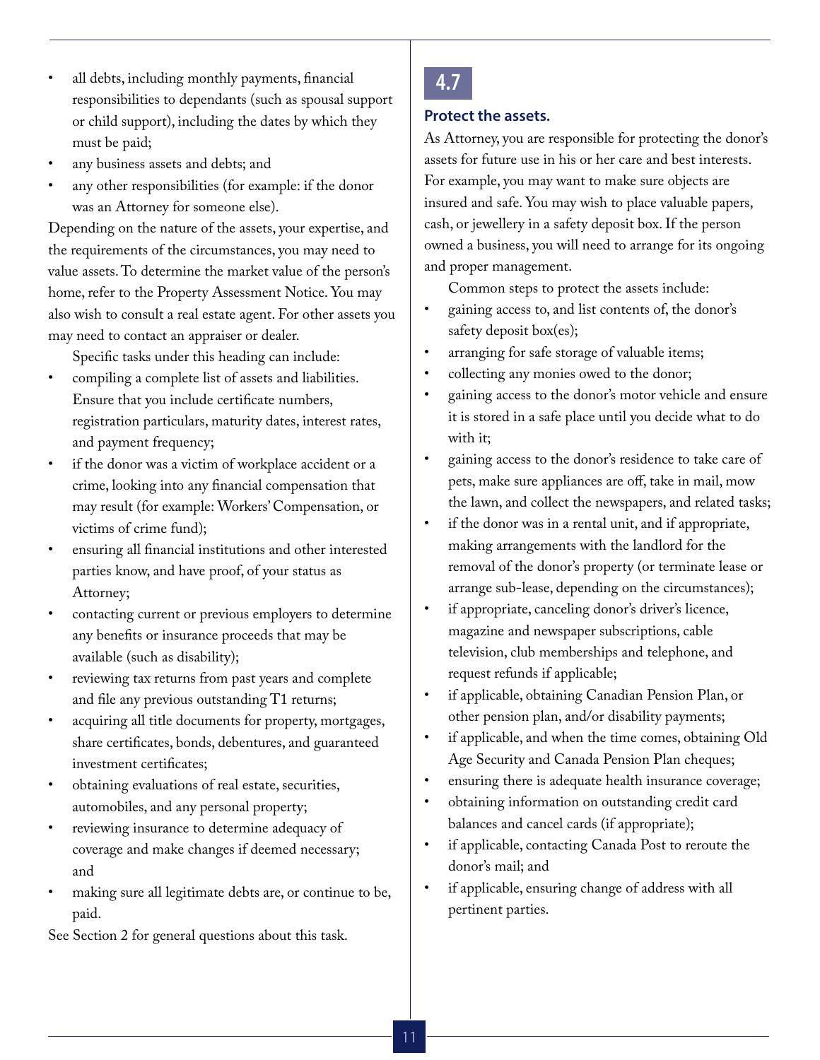- all debts, including monthly payments, financial responsibilities to dependants (such as spousal support or child support), including the dates by which they must be paid;
- any business assets and debts; and
- any other responsibilities (for example: if the donor was an Attorney for someone else).

Depending on the nature of the assets, your expertise, and the requirements of the circumstances, you may need to value assets. To determine the market value of the person's home, refer to the Property Assessment Notice. You may also wish to consult a real estate agent. For other assets you may need to contact an appraiser or dealer.

Specific tasks under this heading can include:

- compiling a complete list of assets and liabilities. Ensure that you include certificate numbers, registration particulars, maturity dates, interest rates, and payment frequency;
- if the donor was a victim of workplace accident or a crime, looking into any financial compensation that may result (for example: Workers' Compensation, or victims of crime fund);
- ensuring all financial institutions and other interested parties know, and have proof, of your status as Attorney;
- contacting current or previous employers to determine any benefits or insurance proceeds that may be available (such as disability);
- reviewing tax returns from past years and complete and file any previous outstanding T1 returns;
- acquiring all title documents for property, mortgages, share certificates, bonds, debentures, and guaranteed investment certificates;
- obtaining evaluations of real estate, securities, automobiles, and any personal property;
- reviewing insurance to determine adequacy of coverage and make changes if deemed necessary; and
- making sure all legitimate debts are, or continue to be, paid.

See Section 2 for general questions about this task.

## 4.7

### Protect the assets.

As Attorney, you are responsible for protecting the donor's assets for future use in his or her care and best interests. For example, you may want to make sure objects are insured and safe. You may wish to place valuable papers, cash, or jewellery in a safety deposit box. If the person owned a business, you will need to arrange for its ongoing and proper management.

Common steps to protect the assets include:

- gaining access to, and list contents of, the donor's safety deposit box(es);
- arranging for safe storage of valuable items;
- collecting any monies owed to the donor;
- gaining access to the donor's motor vehicle and ensure it is stored in a safe place until you decide what to do with it;
- gaining access to the donor's residence to take care of pets, make sure appliances are off, take in mail, mow the lawn, and collect the newspapers, and related tasks;
- if the donor was in a rental unit, and if appropriate, making arrangements with the landlord for the removal of the donor's property (or terminate lease or arrange sub-lease, depending on the circumstances);
- if appropriate, canceling donor's driver's licence, magazine and newspaper subscriptions, cable television, club memberships and telephone, and request refunds if applicable;
- if applicable, obtaining Canadian Pension Plan, or other pension plan, and/or disability payments;
- if applicable, and when the time comes, obtaining Old Age Security and Canada Pension Plan cheques;
- ensuring there is adequate health insurance coverage;
- obtaining information on outstanding credit card balances and cancel cards (if appropriate);
- if applicable, contacting Canada Post to reroute the donor's mail; and
- if applicable, ensuring change of address with all pertinent parties.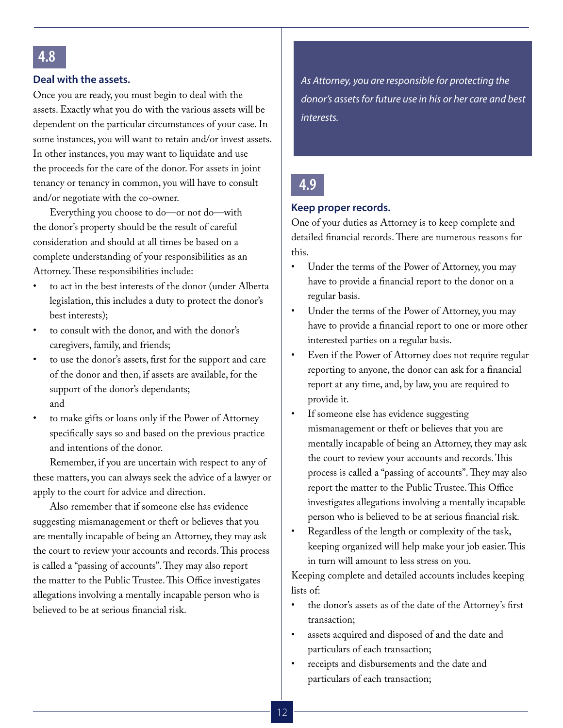## 4.8

### Deal with the assets.

Once you are ready, you must begin to deal with the assets. Exactly what you do with the various assets will be dependent on the particular circumstances of your case. In some instances, you will want to retain and/or invest assets. In other instances, you may want to liquidate and use the proceeds for the care of the donor. For assets in joint tenancy or tenancy in common, you will have to consult and/or negotiate with the co-owner.

Everything you choose to do—or not do—with the donor's property should be the result of careful consideration and should at all times be based on a complete understanding of your responsibilities as an Attorney. These responsibilities include:

- to act in the best interests of the donor (under Alberta legislation, this includes a duty to protect the donor's best interests);
- to consult with the donor, and with the donor's caregivers, family, and friends;
- to use the donor's assets, first for the support and care of the donor and then, if assets are available, for the support of the donor's dependants; and
- to make gifts or loans only if the Power of Attorney specifically says so and based on the previous practice and intentions of the donor.

Remember, if you are uncertain with respect to any of these matters, you can always seek the advice of a lawyer or apply to the court for advice and direction.

Also remember that if someone else has evidence suggesting mismanagement or theft or believes that you are mentally incapable of being an Attorney, they may ask the court to review your accounts and records. This process is called a "passing of accounts". They may also report the matter to the Public Trustee. This Office investigates allegations involving a mentally incapable person who is believed to be at serious financial risk.

*As Attorney, you are responsible for protecting the donor's assets for future use in his or her care and best interests.*

## 4.9

### Keep proper records.

One of your duties as Attorney is to keep complete and detailed financial records. There are numerous reasons for this.

- Under the terms of the Power of Attorney, you may have to provide a financial report to the donor on a regular basis.
- Under the terms of the Power of Attorney, you may have to provide a financial report to one or more other interested parties on a regular basis.
- Even if the Power of Attorney does not require regular reporting to anyone, the donor can ask for a financial report at any time, and, by law, you are required to provide it.
- If someone else has evidence suggesting mismanagement or theft or believes that you are mentally incapable of being an Attorney, they may ask the court to review your accounts and records. This process is called a "passing of accounts". They may also report the matter to the Public Trustee. This Office investigates allegations involving a mentally incapable person who is believed to be at serious financial risk.
- Regardless of the length or complexity of the task, keeping organized will help make your job easier. This in turn will amount to less stress on you.

Keeping complete and detailed accounts includes keeping lists of:

- the donor's assets as of the date of the Attorney's first transaction;
- assets acquired and disposed of and the date and particulars of each transaction;
- receipts and disbursements and the date and particulars of each transaction;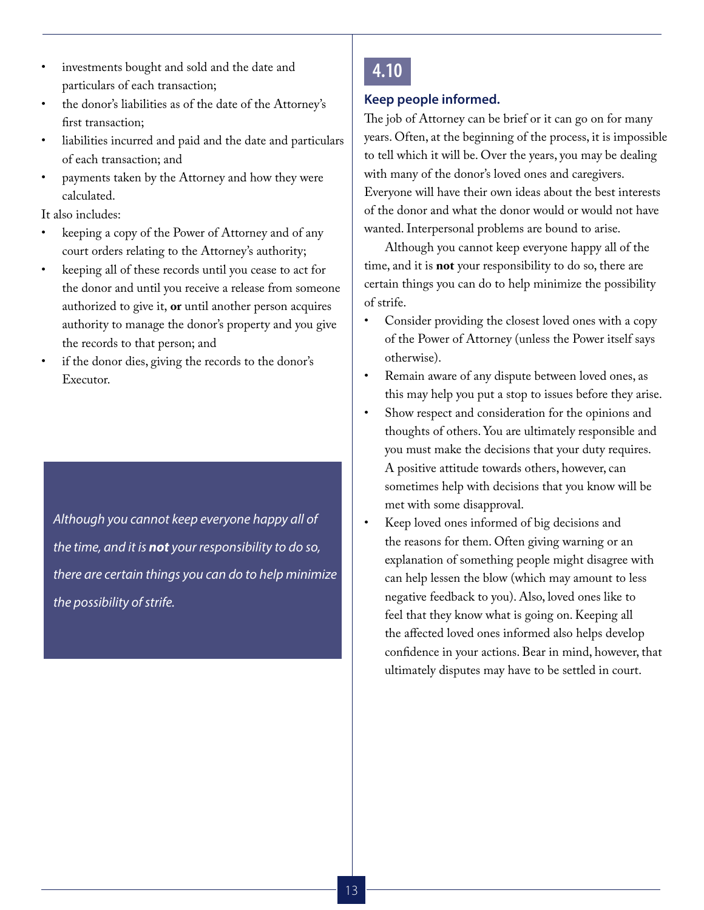- investments bought and sold and the date and particulars of each transaction;
- the donor's liabilities as of the date of the Attorney's first transaction;
- liabilities incurred and paid and the date and particulars of each transaction; and
- payments taken by the Attorney and how they were calculated.

It also includes:

- keeping a copy of the Power of Attorney and of any court orders relating to the Attorney's authority;
- keeping all of these records until you cease to act for the donor and until you receive a release from someone authorized to give it, **or** until another person acquires authority to manage the donor's property and you give the records to that person; and
- if the donor dies, giving the records to the donor's Executor.

> *Although you cannot keep everyone happy all of the time, and it is **not** your responsibility to do so, there are certain things you can do to help minimize the possibility of strife.*

## 4.10

### Keep people informed.

The job of Attorney can be brief or it can go on for many years. Often, at the beginning of the process, it is impossible to tell which it will be. Over the years, you may be dealing with many of the donor's loved ones and caregivers. Everyone will have their own ideas about the best interests of the donor and what the donor would or would not have wanted. Interpersonal problems are bound to arise.

Although you cannot keep everyone happy all of the time, and it is **not** your responsibility to do so, there are certain things you can do to help minimize the possibility of strife.

- Consider providing the closest loved ones with a copy of the Power of Attorney (unless the Power itself says otherwise).
- Remain aware of any dispute between loved ones, as this may help you put a stop to issues before they arise.
- Show respect and consideration for the opinions and thoughts of others. You are ultimately responsible and you must make the decisions that your duty requires. A positive attitude towards others, however, can sometimes help with decisions that you know will be met with some disapproval.
- Keep loved ones informed of big decisions and the reasons for them. Often giving warning or an explanation of something people might disagree with can help lessen the blow (which may amount to less negative feedback to you). Also, loved ones like to feel that they know what is going on. Keeping all the affected loved ones informed also helps develop confidence in your actions. Bear in mind, however, that ultimately disputes may have to be settled in court.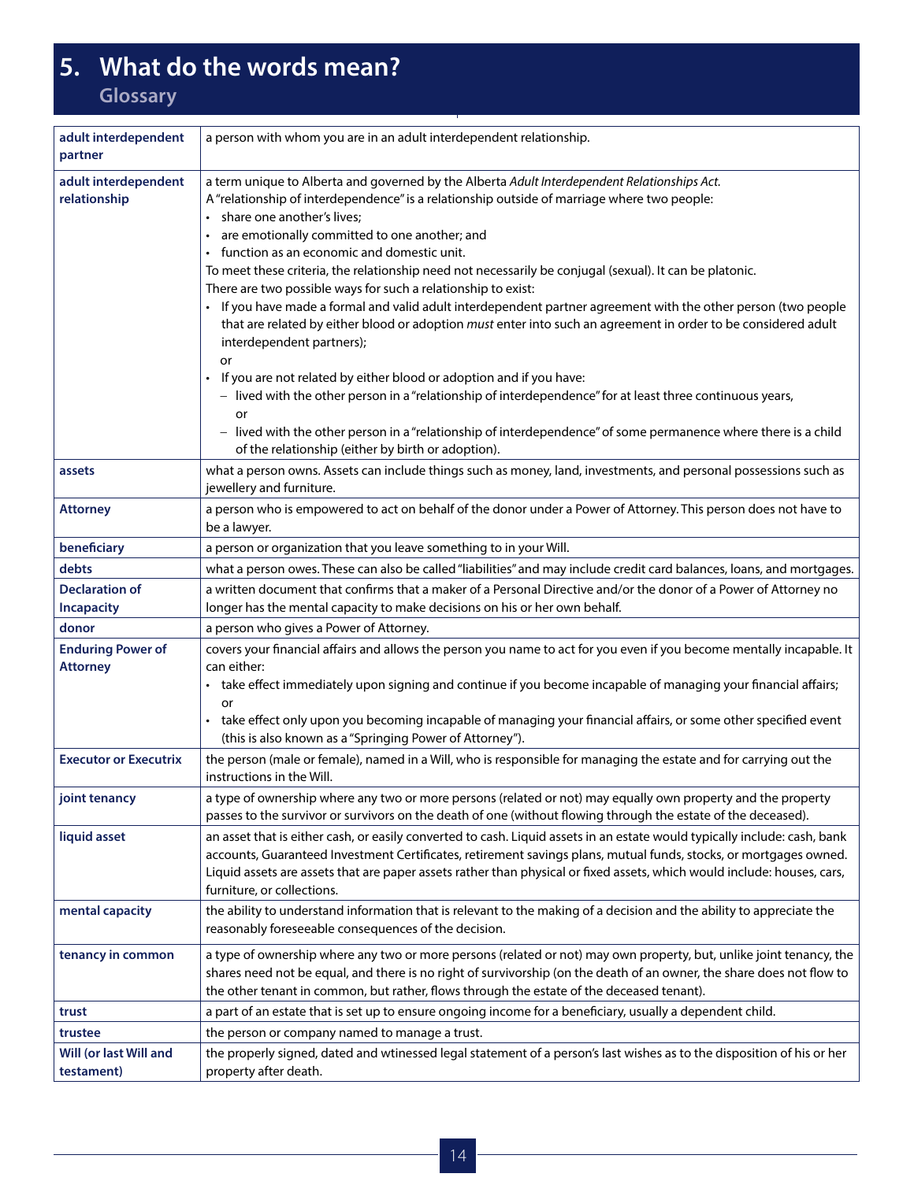# 5. What do the words mean?

## Glossary

| | |
|---|---|
| **adult interdependent partner** | a person with whom you are in an adult interdependent relationship. |
| **adult interdependent relationship** | a term unique to Alberta and governed by the Alberta *Adult Interdependent Relationships Act.*<br>A "relationship of interdependence" is a relationship outside of marriage where two people:<br>• share one another's lives;<br>• are emotionally committed to one another; and<br>• function as an economic and domestic unit.<br>To meet these criteria, the relationship need not necessarily be conjugal (sexual). It can be platonic.<br>There are two possible ways for such a relationship to exist:<br>• If you have made a formal and valid adult interdependent partner agreement with the other person (two people that are related by either blood or adoption *must* enter into such an agreement in order to be considered adult interdependent partners);<br>or<br>• If you are not related by either blood or adoption and if you have:<br>– lived with the other person in a "relationship of interdependence" for at least three continuous years,<br>or<br>– lived with the other person in a "relationship of interdependence" of some permanence where there is a child of the relationship (either by birth or adoption). |
| **assets** | what a person owns. Assets can include things such as money, land, investments, and personal possessions such as jewellery and furniture. |
| **Attorney** | a person who is empowered to act on behalf of the donor under a Power of Attorney. This person does not have to be a lawyer. |
| **beneficiary** | a person or organization that you leave something to in your Will. |
| **debts** | what a person owes. These can also be called "liabilities" and may include credit card balances, loans, and mortgages. |
| **Declaration of Incapacity** | a written document that confirms that a maker of a Personal Directive and/or the donor of a Power of Attorney no longer has the mental capacity to make decisions on his or her own behalf. |
| **donor** | a person who gives a Power of Attorney. |
| **Enduring Power of Attorney** | covers your financial affairs and allows the person you name to act for you even if you become mentally incapable. It can either:<br>• take effect immediately upon signing and continue if you become incapable of managing your financial affairs;<br>or<br>• take effect only upon you becoming incapable of managing your financial affairs, or some other specified event (this is also known as a "Springing Power of Attorney"). |
| **Executor or Executrix** | the person (male or female), named in a Will, who is responsible for managing the estate and for carrying out the instructions in the Will. |
| **joint tenancy** | a type of ownership where any two or more persons (related or not) may equally own property and the property passes to the survivor or survivors on the death of one (without flowing through the estate of the deceased). |
| **liquid asset** | an asset that is either cash, or easily converted to cash. Liquid assets in an estate would typically include: cash, bank accounts, Guaranteed Investment Certificates, retirement savings plans, mutual funds, stocks, or mortgages owned. Liquid assets are assets that are paper assets rather than physical or fixed assets, which would include: houses, cars, furniture, or collections. |
| **mental capacity** | the ability to understand information that is relevant to the making of a decision and the ability to appreciate the reasonably foreseeable consequences of the decision. |
| **tenancy in common** | a type of ownership where any two or more persons (related or not) may own property, but, unlike joint tenancy, the shares need not be equal, and there is no right of survivorship (on the death of an owner, the share does not flow to the other tenant in common, but rather, flows through the estate of the deceased tenant). |
| **trust** | a part of an estate that is set up to ensure ongoing income for a beneficiary, usually a dependent child. |
| **trustee** | the person or company named to manage a trust. |
| **Will (or last Will and testament)** | the properly signed, dated and wtinessed legal statement of a person's last wishes as to the disposition of his or her property after death. |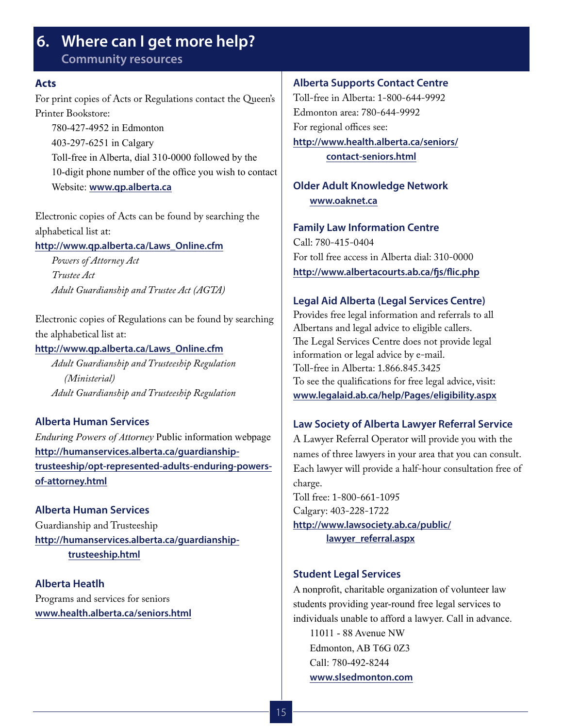# 6. Where can I get more help?

## Community resources

### Acts

For print copies of Acts or Regulations contact the Queen's Printer Bookstore:

780-427-4952 in Edmonton
403-297-6251 in Calgary
Toll-free in Alberta, dial 310-0000 followed by the 10-digit phone number of the office you wish to contact
Website: **www.qp.alberta.ca**

Electronic copies of Acts can be found by searching the alphabetical list at:

**http://www.qp.alberta.ca/Laws_Online.cfm**

*Powers of Attorney Act*
*Trustee Act*
*Adult Guardianship and Trustee Act (AGTA)*

Electronic copies of Regulations can be found by searching the alphabetical list at:

**http://www.qp.alberta.ca/Laws_Online.cfm**

*Adult Guardianship and Trusteeship Regulation (Ministerial)*
*Adult Guardianship and Trusteeship Regulation*

### Alberta Human Services

*Enduring Powers of Attorney* Public information webpage
**http://humanservices.alberta.ca/guardianship-trusteeship/opt-represented-adults-enduring-powers-of-attorney.html**

### Alberta Human Services

Guardianship and Trusteeship
**http://humanservices.alberta.ca/guardianship-trusteeship.html**

### Alberta Heatlh

Programs and services for seniors
**www.health.alberta.ca/seniors.html**

### Alberta Supports Contact Centre

Toll-free in Alberta: 1-800-644-9992
Edmonton area: 780-644-9992
For regional offices see:
**http://www.health.alberta.ca/seniors/contact-seniors.html**

### Older Adult Knowledge Network

**www.oaknet.ca**

### Family Law Information Centre

Call: 780-415-0404
For toll free access in Alberta dial: 310-0000
**http://www.albertacourts.ab.ca/fjs/flic.php**

### Legal Aid Alberta (Legal Services Centre)

Provides free legal information and referrals to all Albertans and legal advice to eligible callers.
The Legal Services Centre does not provide legal information or legal advice by e-mail.
Toll-free in Alberta: 1.866.845.3425
To see the qualifications for free legal advice, visit:
**www.legalaid.ab.ca/help/Pages/eligibility.aspx**

### Law Society of Alberta Lawyer Referral Service

A Lawyer Referral Operator will provide you with the names of three lawyers in your area that you can consult. Each lawyer will provide a half-hour consultation free of charge.
Toll free: 1-800-661-1095
Calgary: 403-228-1722
**http://www.lawsociety.ab.ca/public/lawyer_referral.aspx**

### Student Legal Services

A nonprofit, charitable organization of volunteer law students providing year-round free legal services to individuals unable to afford a lawyer. Call in advance.

11011 - 88 Avenue NW
Edmonton, AB T6G 0Z3
Call: 780-492-8244
**www.slsedmonton.com**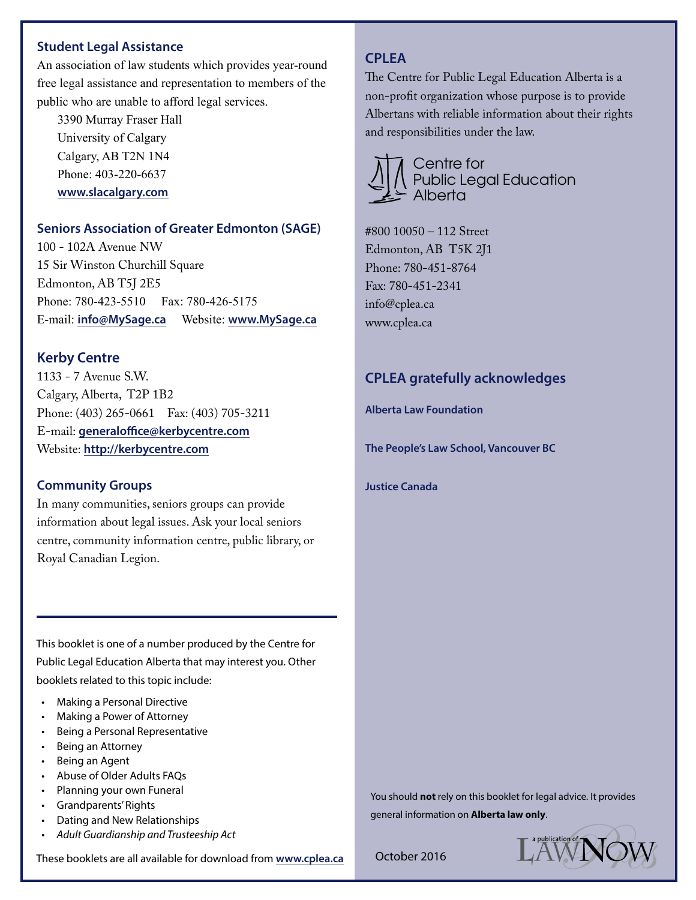## Student Legal Assistance

An association of law students which provides year-round free legal assistance and representation to members of the public who are unable to afford legal services.

3390 Murray Fraser Hall
University of Calgary
Calgary, AB T2N 1N4
Phone: 403-220-6637
**www.slacalgary.com**

## Seniors Association of Greater Edmonton (SAGE)

100 - 102A Avenue NW
15 Sir Winston Churchill Square
Edmonton, AB T5J 2E5
Phone: 780-423-5510 Fax: 780-426-5175
E-mail: **info@MySage.ca** Website: **www.MySage.ca**

## Kerby Centre

1133 - 7 Avenue S.W.
Calgary, Alberta, T2P 1B2
Phone: (403) 265-0661 Fax: (403) 705-3211
E-mail: **generaloffice@kerbycentre.com**
Website: **http://kerbycentre.com**

## Community Groups

In many communities, seniors groups can provide information about legal issues. Ask your local seniors centre, community information centre, public library, or Royal Canadian Legion.

---

This booklet is one of a number produced by the Centre for Public Legal Education Alberta that may interest you. Other booklets related to this topic include:

- Making a Personal Directive
- Making a Power of Attorney
- Being a Personal Representative
- Being an Attorney
- Being an Agent
- Abuse of Older Adults FAQs
- Planning your own Funeral
- Grandparents' Rights
- Dating and New Relationships
- *Adult Guardianship and Trusteeship Act*

These booklets are all available for download from **www.cplea.ca**

## CPLEA

The Centre for Public Legal Education Alberta is a non-profit organization whose purpose is to provide Albertans with reliable information about their rights and responsibilities under the law.

Centre for Public Legal Education Alberta

#800 10050 – 112 Street
Edmonton, AB T5K 2J1
Phone: 780-451-8764
Fax: 780-451-2341
info@cplea.ca
www.cplea.ca

## CPLEA gratefully acknowledges

**Alberta Law Foundation**

**The People's Law School, Vancouver BC**

**Justice Canada**

You should **not** rely on this booklet for legal advice. It provides general information on **Alberta law only**.

October 2016

a publication of LAWNOW